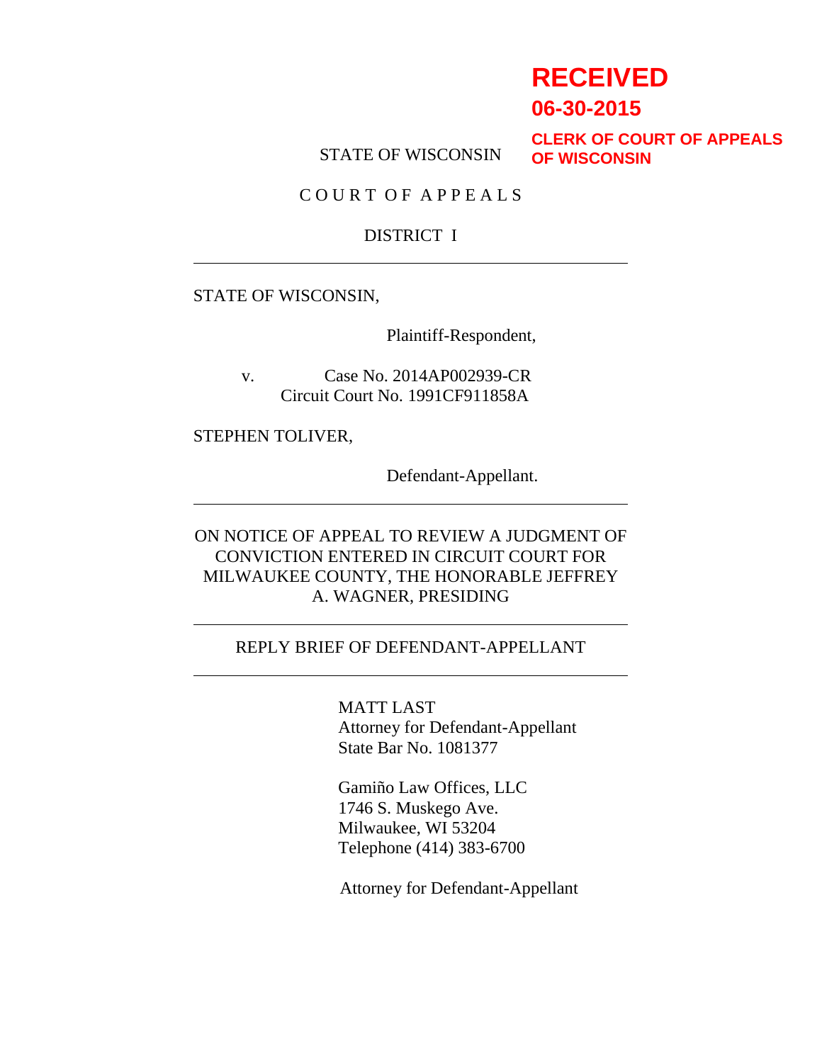**RECEIVED**
**06-30-2015**
**CLERK OF COURT OF APPEALS OF WISCONSIN**

STATE OF WISCONSIN

COURT OF APPEALS

DISTRICT I

---

STATE OF WISCONSIN,

Plaintiff-Respondent,

v. Case No. 2014AP002939-CR
Circuit Court No. 1991CF911858A

STEPHEN TOLIVER,

Defendant-Appellant.

---

ON NOTICE OF APPEAL TO REVIEW A JUDGMENT OF CONVICTION ENTERED IN CIRCUIT COURT FOR MILWAUKEE COUNTY, THE HONORABLE JEFFREY A. WAGNER, PRESIDING

---

REPLY BRIEF OF DEFENDANT-APPELLANT

---

MATT LAST
Attorney for Defendant-Appellant
State Bar No. 1081377

Gamiño Law Offices, LLC
1746 S. Muskego Ave.
Milwaukee, WI 53204
Telephone (414) 383-6700

Attorney for Defendant-Appellant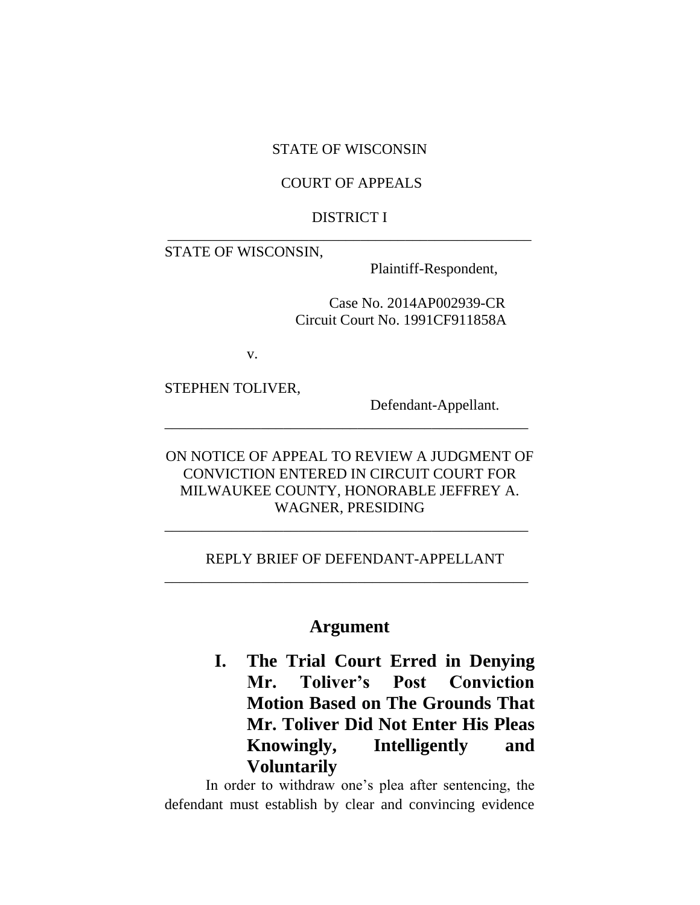STATE OF WISCONSIN

COURT OF APPEALS

DISTRICT I

---

STATE OF WISCONSIN,

Plaintiff-Respondent,

Case No. 2014AP002939-CR
Circuit Court No. 1991CF911858A

v.

STEPHEN TOLIVER,

Defendant-Appellant.

---

ON NOTICE OF APPEAL TO REVIEW A JUDGMENT OF CONVICTION ENTERED IN CIRCUIT COURT FOR MILWAUKEE COUNTY, HONORABLE JEFFREY A. WAGNER, PRESIDING

---

REPLY BRIEF OF DEFENDANT-APPELLANT

---

# Argument

## I. The Trial Court Erred in Denying Mr. Toliver's Post Conviction Motion Based on The Grounds That Mr. Toliver Did Not Enter His Pleas Knowingly, Intelligently and Voluntarily

In order to withdraw one's plea after sentencing, the defendant must establish by clear and convincing evidence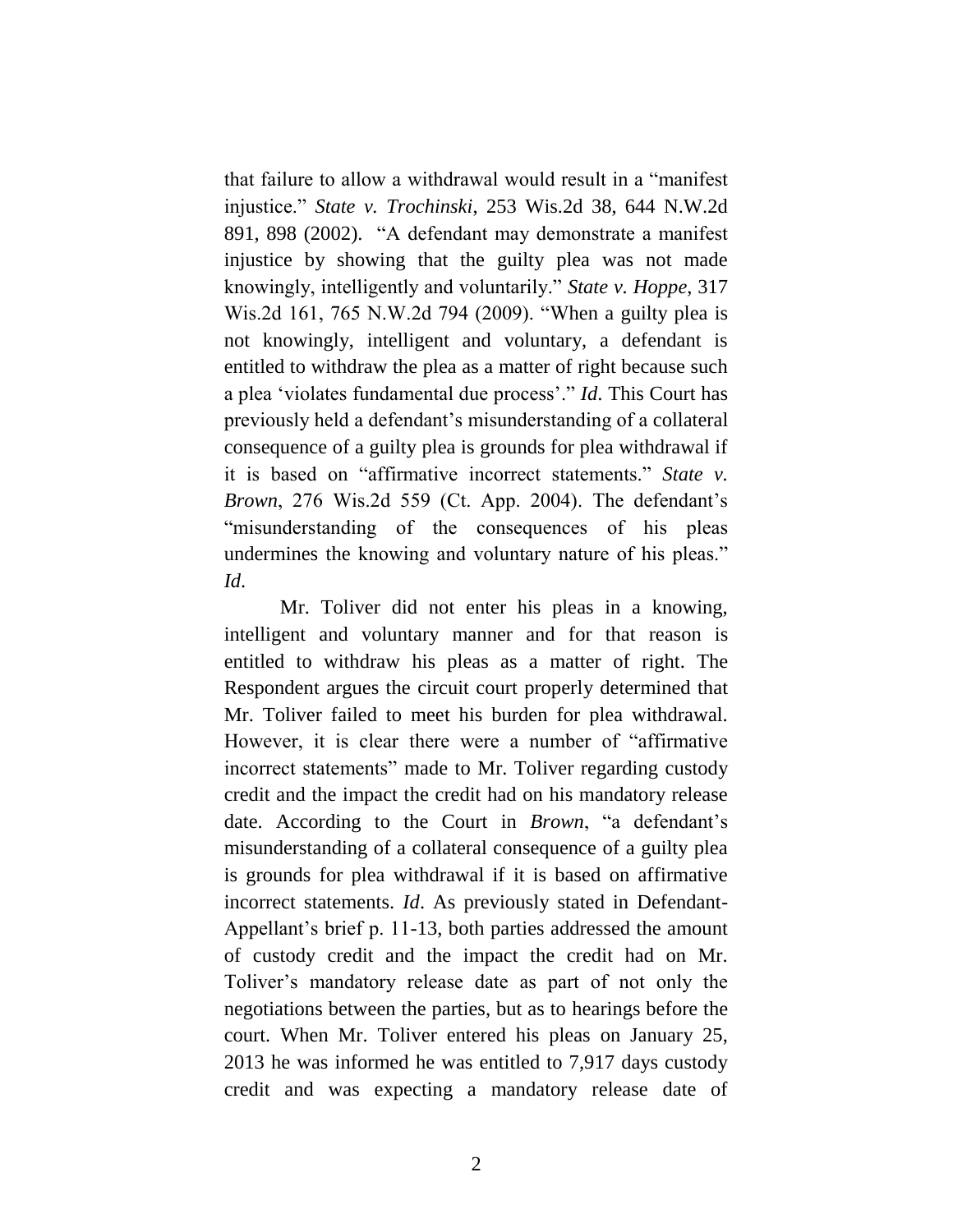that failure to allow a withdrawal would result in a "manifest injustice." *State v. Trochinski*, 253 Wis.2d 38, 644 N.W.2d 891, 898 (2002). "A defendant may demonstrate a manifest injustice by showing that the guilty plea was not made knowingly, intelligently and voluntarily." *State v. Hoppe*, 317 Wis.2d 161, 765 N.W.2d 794 (2009). "When a guilty plea is not knowingly, intelligent and voluntary, a defendant is entitled to withdraw the plea as a matter of right because such a plea 'violates fundamental due process'." *Id*. This Court has previously held a defendant's misunderstanding of a collateral consequence of a guilty plea is grounds for plea withdrawal if it is based on "affirmative incorrect statements." *State v. Brown*, 276 Wis.2d 559 (Ct. App. 2004). The defendant's "misunderstanding of the consequences of his pleas undermines the knowing and voluntary nature of his pleas." *Id*.

Mr. Toliver did not enter his pleas in a knowing, intelligent and voluntary manner and for that reason is entitled to withdraw his pleas as a matter of right. The Respondent argues the circuit court properly determined that Mr. Toliver failed to meet his burden for plea withdrawal. However, it is clear there were a number of "affirmative incorrect statements" made to Mr. Toliver regarding custody credit and the impact the credit had on his mandatory release date. According to the Court in *Brown*, "a defendant's misunderstanding of a collateral consequence of a guilty plea is grounds for plea withdrawal if it is based on affirmative incorrect statements. *Id*. As previously stated in Defendant-Appellant's brief p. 11-13, both parties addressed the amount of custody credit and the impact the credit had on Mr. Toliver's mandatory release date as part of not only the negotiations between the parties, but as to hearings before the court. When Mr. Toliver entered his pleas on January 25, 2013 he was informed he was entitled to 7,917 days custody credit and was expecting a mandatory release date of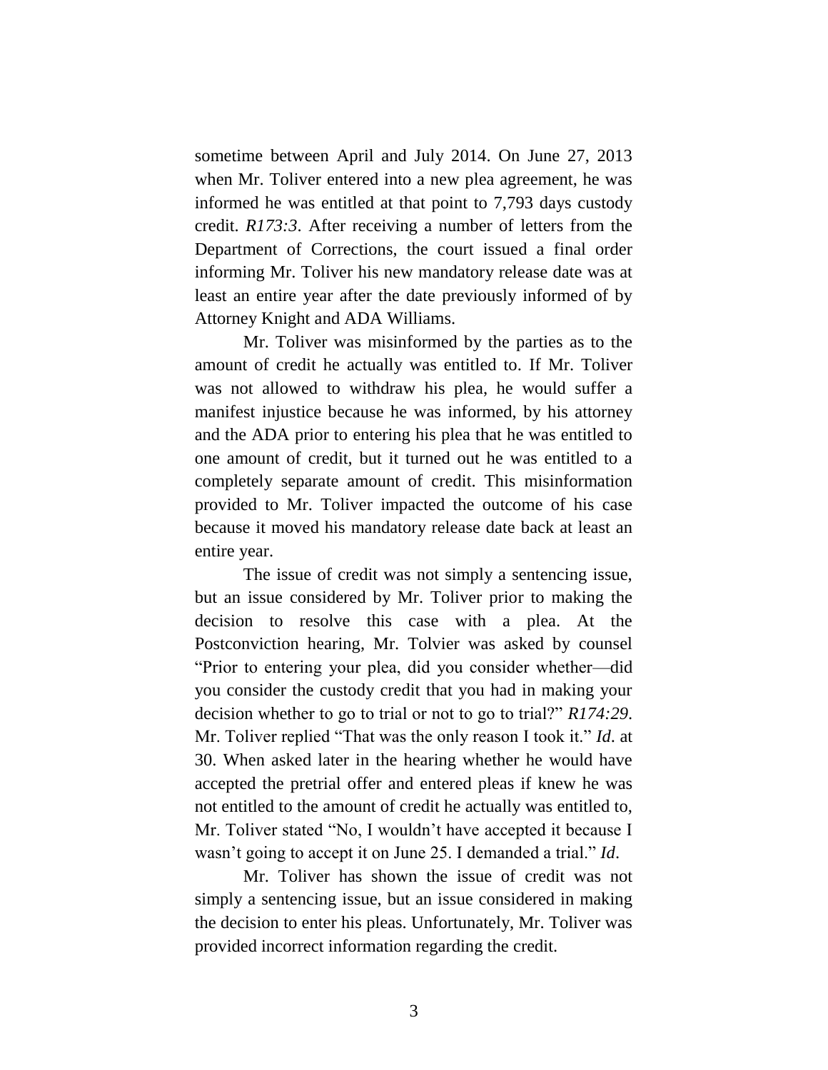sometime between April and July 2014. On June 27, 2013 when Mr. Toliver entered into a new plea agreement, he was informed he was entitled at that point to 7,793 days custody credit. *R173:3*. After receiving a number of letters from the Department of Corrections, the court issued a final order informing Mr. Toliver his new mandatory release date was at least an entire year after the date previously informed of by Attorney Knight and ADA Williams.

Mr. Toliver was misinformed by the parties as to the amount of credit he actually was entitled to. If Mr. Toliver was not allowed to withdraw his plea, he would suffer a manifest injustice because he was informed, by his attorney and the ADA prior to entering his plea that he was entitled to one amount of credit, but it turned out he was entitled to a completely separate amount of credit. This misinformation provided to Mr. Toliver impacted the outcome of his case because it moved his mandatory release date back at least an entire year.

The issue of credit was not simply a sentencing issue, but an issue considered by Mr. Toliver prior to making the decision to resolve this case with a plea. At the Postconviction hearing, Mr. Tolvier was asked by counsel "Prior to entering your plea, did you consider whether—did you consider the custody credit that you had in making your decision whether to go to trial or not to go to trial?" *R174:29*. Mr. Toliver replied "That was the only reason I took it." *Id*. at 30. When asked later in the hearing whether he would have accepted the pretrial offer and entered pleas if knew he was not entitled to the amount of credit he actually was entitled to, Mr. Toliver stated "No, I wouldn't have accepted it because I wasn't going to accept it on June 25. I demanded a trial." *Id*.

Mr. Toliver has shown the issue of credit was not simply a sentencing issue, but an issue considered in making the decision to enter his pleas. Unfortunately, Mr. Toliver was provided incorrect information regarding the credit.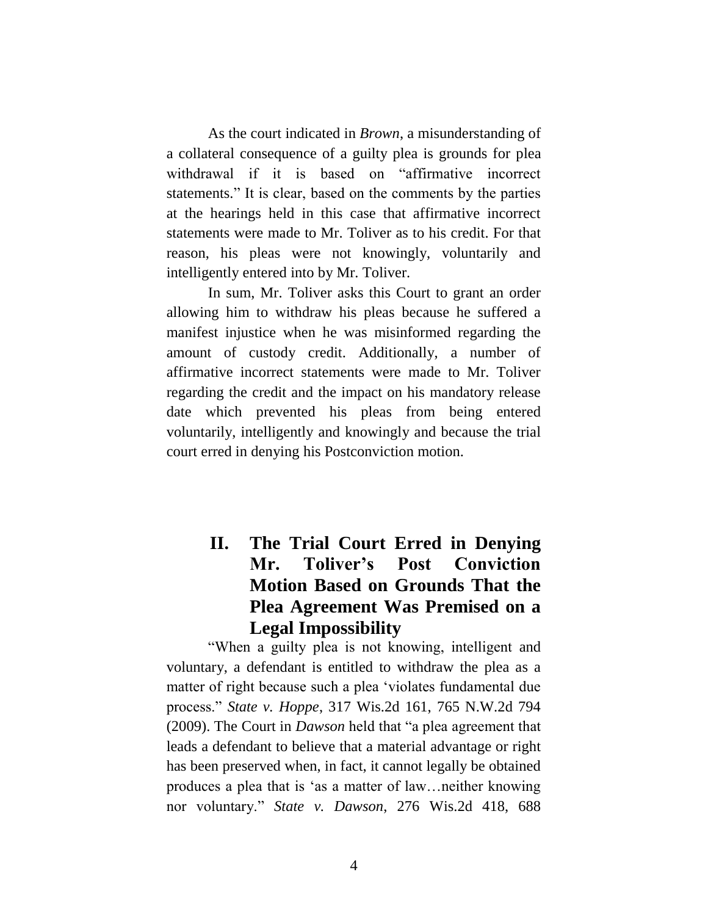As the court indicated in *Brown*, a misunderstanding of a collateral consequence of a guilty plea is grounds for plea withdrawal if it is based on "affirmative incorrect statements." It is clear, based on the comments by the parties at the hearings held in this case that affirmative incorrect statements were made to Mr. Toliver as to his credit. For that reason, his pleas were not knowingly, voluntarily and intelligently entered into by Mr. Toliver.

In sum, Mr. Toliver asks this Court to grant an order allowing him to withdraw his pleas because he suffered a manifest injustice when he was misinformed regarding the amount of custody credit. Additionally, a number of affirmative incorrect statements were made to Mr. Toliver regarding the credit and the impact on his mandatory release date which prevented his pleas from being entered voluntarily, intelligently and knowingly and because the trial court erred in denying his Postconviction motion.

## II. The Trial Court Erred in Denying Mr. Toliver's Post Conviction Motion Based on Grounds That the Plea Agreement Was Premised on a Legal Impossibility

"When a guilty plea is not knowing, intelligent and voluntary, a defendant is entitled to withdraw the plea as a matter of right because such a plea 'violates fundamental due process." *State v. Hoppe*, 317 Wis.2d 161, 765 N.W.2d 794 (2009). The Court in *Dawson* held that "a plea agreement that leads a defendant to believe that a material advantage or right has been preserved when, in fact, it cannot legally be obtained produces a plea that is 'as a matter of law…neither knowing nor voluntary." *State v. Dawson*, 276 Wis.2d 418, 688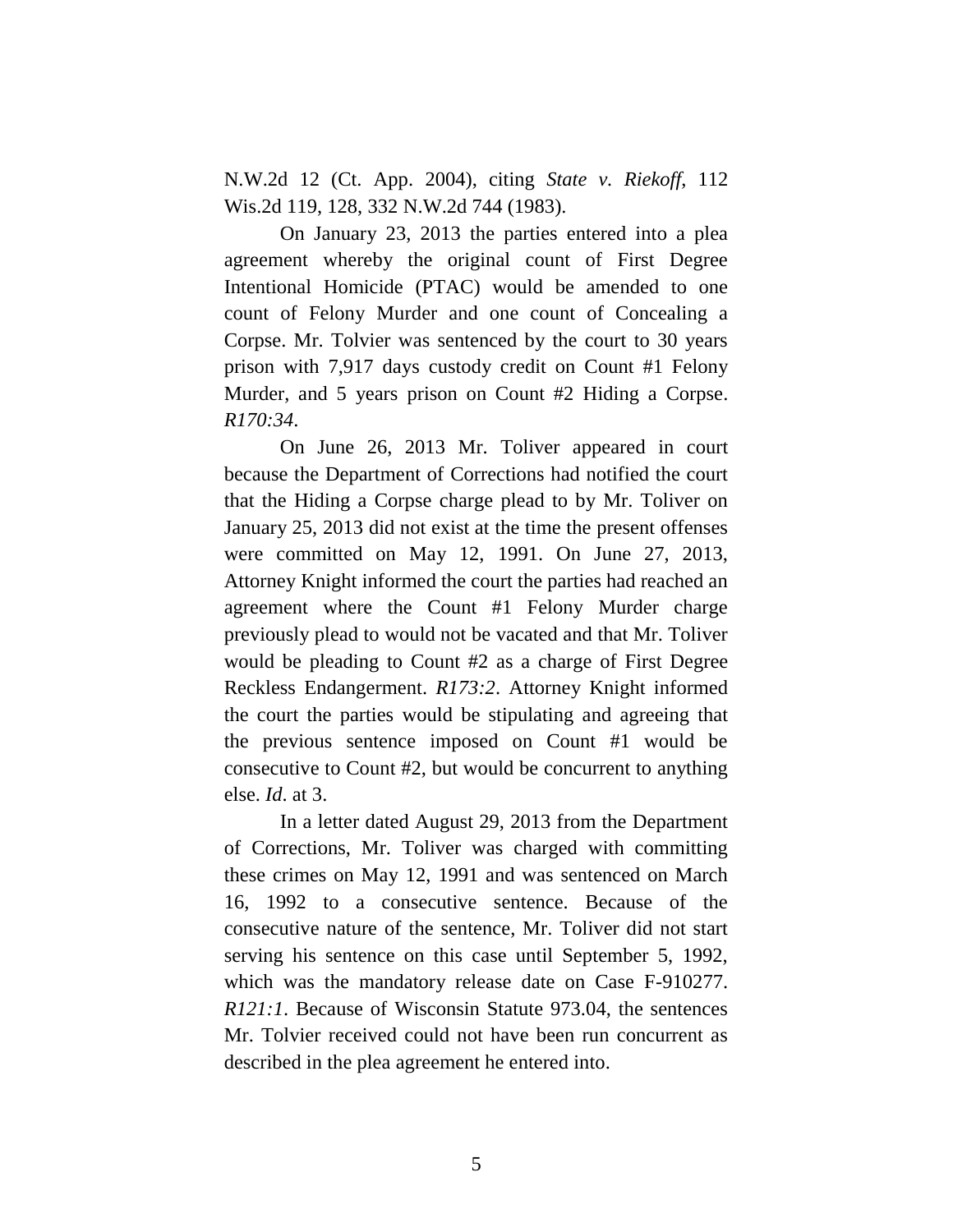N.W.2d 12 (Ct. App. 2004), citing *State v. Riekoff*, 112 Wis.2d 119, 128, 332 N.W.2d 744 (1983).

On January 23, 2013 the parties entered into a plea agreement whereby the original count of First Degree Intentional Homicide (PTAC) would be amended to one count of Felony Murder and one count of Concealing a Corpse. Mr. Tolvier was sentenced by the court to 30 years prison with 7,917 days custody credit on Count #1 Felony Murder, and 5 years prison on Count #2 Hiding a Corpse. *R170:34*.

On June 26, 2013 Mr. Toliver appeared in court because the Department of Corrections had notified the court that the Hiding a Corpse charge plead to by Mr. Toliver on January 25, 2013 did not exist at the time the present offenses were committed on May 12, 1991. On June 27, 2013, Attorney Knight informed the court the parties had reached an agreement where the Count #1 Felony Murder charge previously plead to would not be vacated and that Mr. Toliver would be pleading to Count #2 as a charge of First Degree Reckless Endangerment. *R173:2*. Attorney Knight informed the court the parties would be stipulating and agreeing that the previous sentence imposed on Count #1 would be consecutive to Count #2, but would be concurrent to anything else. *Id*. at 3.

In a letter dated August 29, 2013 from the Department of Corrections, Mr. Toliver was charged with committing these crimes on May 12, 1991 and was sentenced on March 16, 1992 to a consecutive sentence. Because of the consecutive nature of the sentence, Mr. Toliver did not start serving his sentence on this case until September 5, 1992, which was the mandatory release date on Case F-910277. *R121:1*. Because of Wisconsin Statute 973.04, the sentences Mr. Tolvier received could not have been run concurrent as described in the plea agreement he entered into.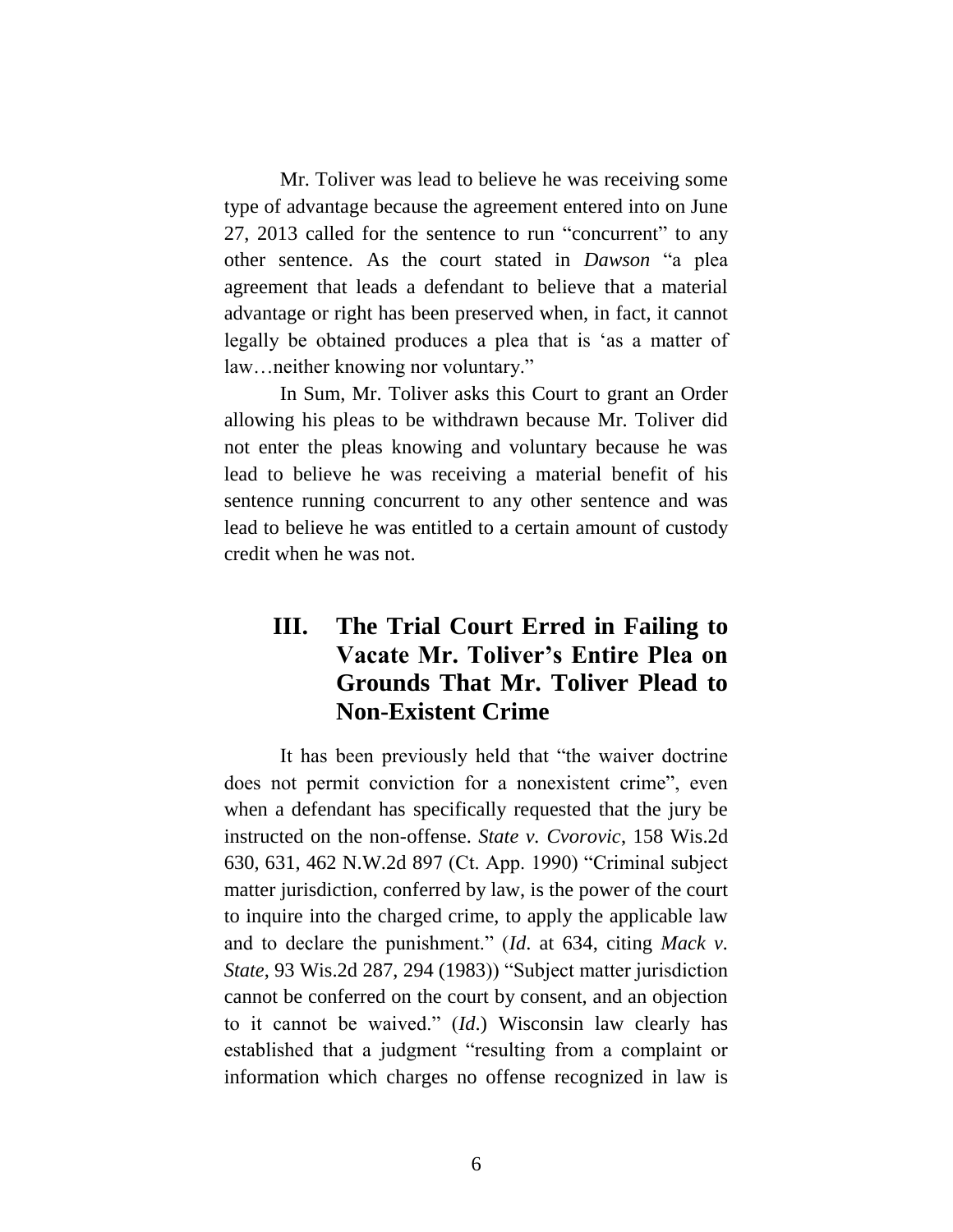Mr. Toliver was lead to believe he was receiving some type of advantage because the agreement entered into on June 27, 2013 called for the sentence to run "concurrent" to any other sentence. As the court stated in *Dawson* "a plea agreement that leads a defendant to believe that a material advantage or right has been preserved when, in fact, it cannot legally be obtained produces a plea that is 'as a matter of law…neither knowing nor voluntary."

In Sum, Mr. Toliver asks this Court to grant an Order allowing his pleas to be withdrawn because Mr. Toliver did not enter the pleas knowing and voluntary because he was lead to believe he was receiving a material benefit of his sentence running concurrent to any other sentence and was lead to believe he was entitled to a certain amount of custody credit when he was not.

## III. The Trial Court Erred in Failing to Vacate Mr. Toliver's Entire Plea on Grounds That Mr. Toliver Plead to Non-Existent Crime

It has been previously held that "the waiver doctrine does not permit conviction for a nonexistent crime", even when a defendant has specifically requested that the jury be instructed on the non-offense. *State v. Cvorovic*, 158 Wis.2d 630, 631, 462 N.W.2d 897 (Ct. App. 1990) "Criminal subject matter jurisdiction, conferred by law, is the power of the court to inquire into the charged crime, to apply the applicable law and to declare the punishment." (*Id*. at 634, citing *Mack v. State*, 93 Wis.2d 287, 294 (1983)) "Subject matter jurisdiction cannot be conferred on the court by consent, and an objection to it cannot be waived." (*Id*.) Wisconsin law clearly has established that a judgment "resulting from a complaint or information which charges no offense recognized in law is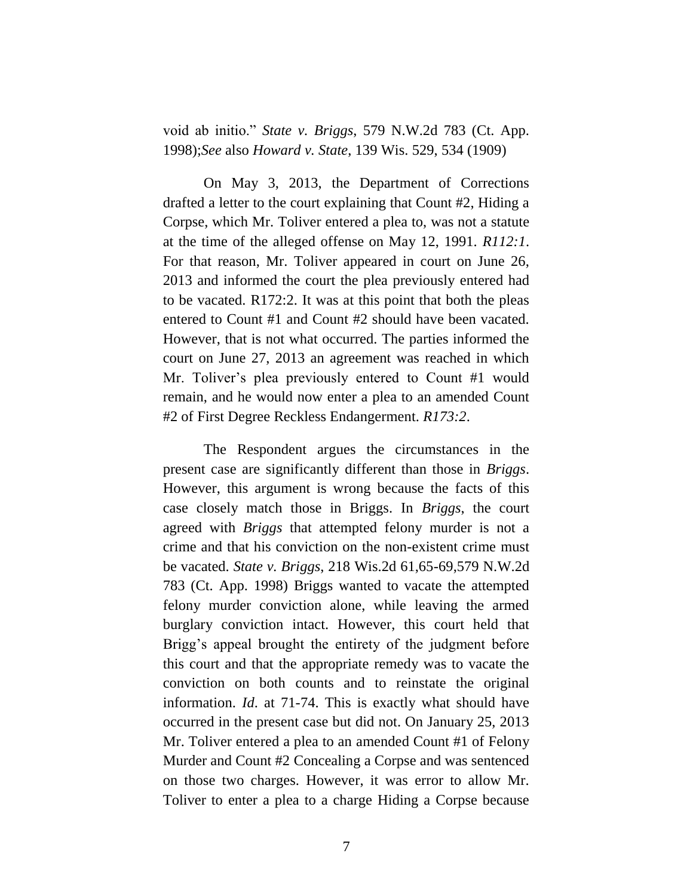void ab initio." *State v. Briggs*, 579 N.W.2d 783 (Ct. App. 1998);*See* also *Howard v. State*, 139 Wis. 529, 534 (1909)

On May 3, 2013, the Department of Corrections drafted a letter to the court explaining that Count #2, Hiding a Corpse, which Mr. Toliver entered a plea to, was not a statute at the time of the alleged offense on May 12, 1991. *R112:1*. For that reason, Mr. Toliver appeared in court on June 26, 2013 and informed the court the plea previously entered had to be vacated. R172:2. It was at this point that both the pleas entered to Count #1 and Count #2 should have been vacated. However, that is not what occurred. The parties informed the court on June 27, 2013 an agreement was reached in which Mr. Toliver's plea previously entered to Count #1 would remain, and he would now enter a plea to an amended Count #2 of First Degree Reckless Endangerment. *R173:2*.

The Respondent argues the circumstances in the present case are significantly different than those in *Briggs*. However, this argument is wrong because the facts of this case closely match those in Briggs. In *Briggs*, the court agreed with *Briggs* that attempted felony murder is not a crime and that his conviction on the non-existent crime must be vacated. *State v. Briggs*, 218 Wis.2d 61,65-69,579 N.W.2d 783 (Ct. App. 1998) Briggs wanted to vacate the attempted felony murder conviction alone, while leaving the armed burglary conviction intact. However, this court held that Brigg's appeal brought the entirety of the judgment before this court and that the appropriate remedy was to vacate the conviction on both counts and to reinstate the original information. *Id*. at 71-74. This is exactly what should have occurred in the present case but did not. On January 25, 2013 Mr. Toliver entered a plea to an amended Count #1 of Felony Murder and Count #2 Concealing a Corpse and was sentenced on those two charges. However, it was error to allow Mr. Toliver to enter a plea to a charge Hiding a Corpse because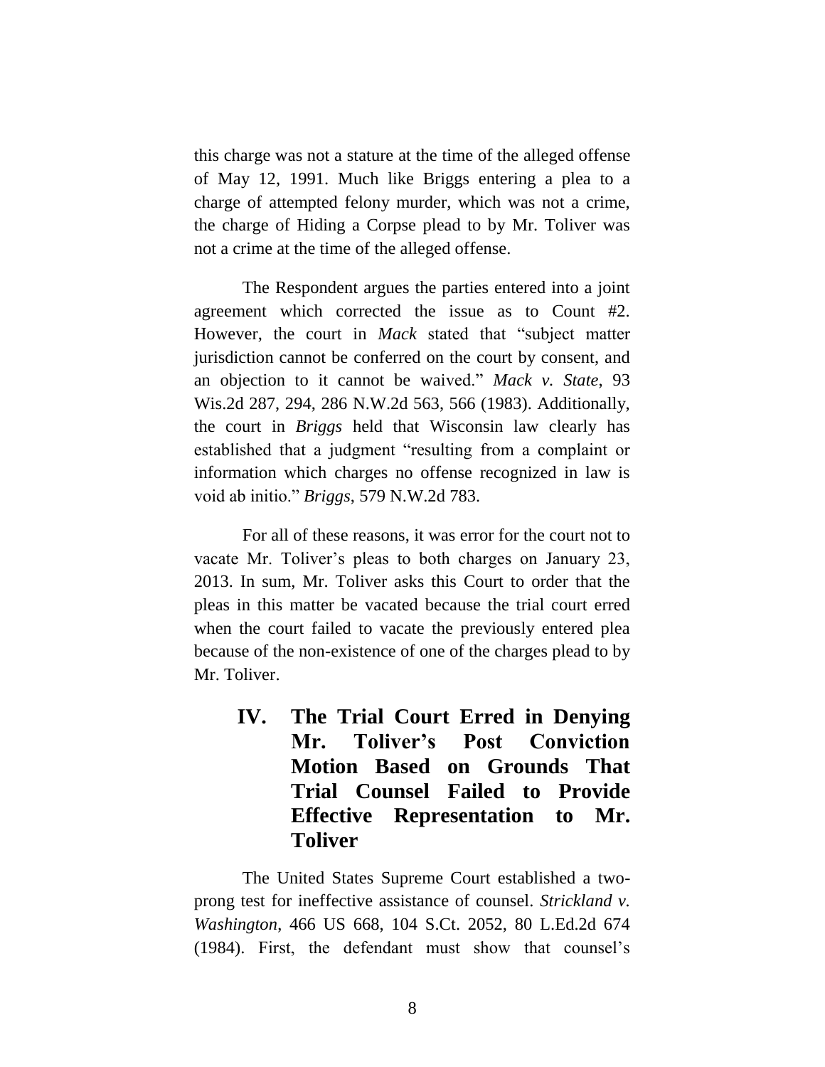this charge was not a stature at the time of the alleged offense of May 12, 1991. Much like Briggs entering a plea to a charge of attempted felony murder, which was not a crime, the charge of Hiding a Corpse plead to by Mr. Toliver was not a crime at the time of the alleged offense.

The Respondent argues the parties entered into a joint agreement which corrected the issue as to Count #2. However, the court in *Mack* stated that "subject matter jurisdiction cannot be conferred on the court by consent, and an objection to it cannot be waived." *Mack v. State*, 93 Wis.2d 287, 294, 286 N.W.2d 563, 566 (1983). Additionally, the court in *Briggs* held that Wisconsin law clearly has established that a judgment "resulting from a complaint or information which charges no offense recognized in law is void ab initio." *Briggs*, 579 N.W.2d 783.

For all of these reasons, it was error for the court not to vacate Mr. Toliver's pleas to both charges on January 23, 2013. In sum, Mr. Toliver asks this Court to order that the pleas in this matter be vacated because the trial court erred when the court failed to vacate the previously entered plea because of the non-existence of one of the charges plead to by Mr. Toliver.

## IV. The Trial Court Erred in Denying Mr. Toliver's Post Conviction Motion Based on Grounds That Trial Counsel Failed to Provide Effective Representation to Mr. Toliver

The United States Supreme Court established a two-prong test for ineffective assistance of counsel. *Strickland v. Washington*, 466 US 668, 104 S.Ct. 2052, 80 L.Ed.2d 674 (1984). First, the defendant must show that counsel's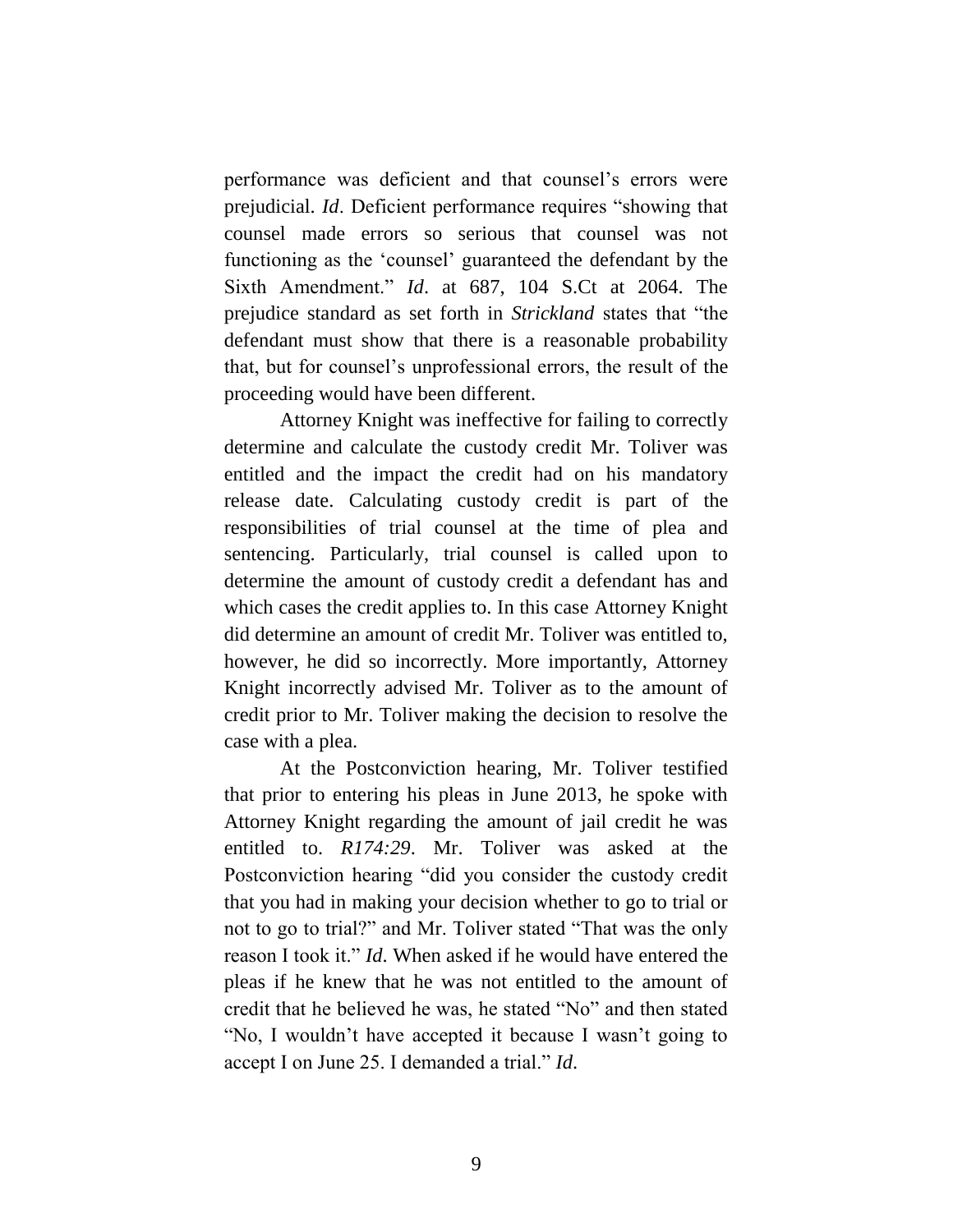performance was deficient and that counsel's errors were prejudicial. *Id*. Deficient performance requires "showing that counsel made errors so serious that counsel was not functioning as the 'counsel' guaranteed the defendant by the Sixth Amendment." *Id*. at 687, 104 S.Ct at 2064. The prejudice standard as set forth in *Strickland* states that "the defendant must show that there is a reasonable probability that, but for counsel's unprofessional errors, the result of the proceeding would have been different.

Attorney Knight was ineffective for failing to correctly determine and calculate the custody credit Mr. Toliver was entitled and the impact the credit had on his mandatory release date. Calculating custody credit is part of the responsibilities of trial counsel at the time of plea and sentencing. Particularly, trial counsel is called upon to determine the amount of custody credit a defendant has and which cases the credit applies to. In this case Attorney Knight did determine an amount of credit Mr. Toliver was entitled to, however, he did so incorrectly. More importantly, Attorney Knight incorrectly advised Mr. Toliver as to the amount of credit prior to Mr. Toliver making the decision to resolve the case with a plea.

At the Postconviction hearing, Mr. Toliver testified that prior to entering his pleas in June 2013, he spoke with Attorney Knight regarding the amount of jail credit he was entitled to. *R174:29*. Mr. Toliver was asked at the Postconviction hearing "did you consider the custody credit that you had in making your decision whether to go to trial or not to go to trial?" and Mr. Toliver stated "That was the only reason I took it." *Id*. When asked if he would have entered the pleas if he knew that he was not entitled to the amount of credit that he believed he was, he stated "No" and then stated "No, I wouldn't have accepted it because I wasn't going to accept I on June 25. I demanded a trial." *Id*.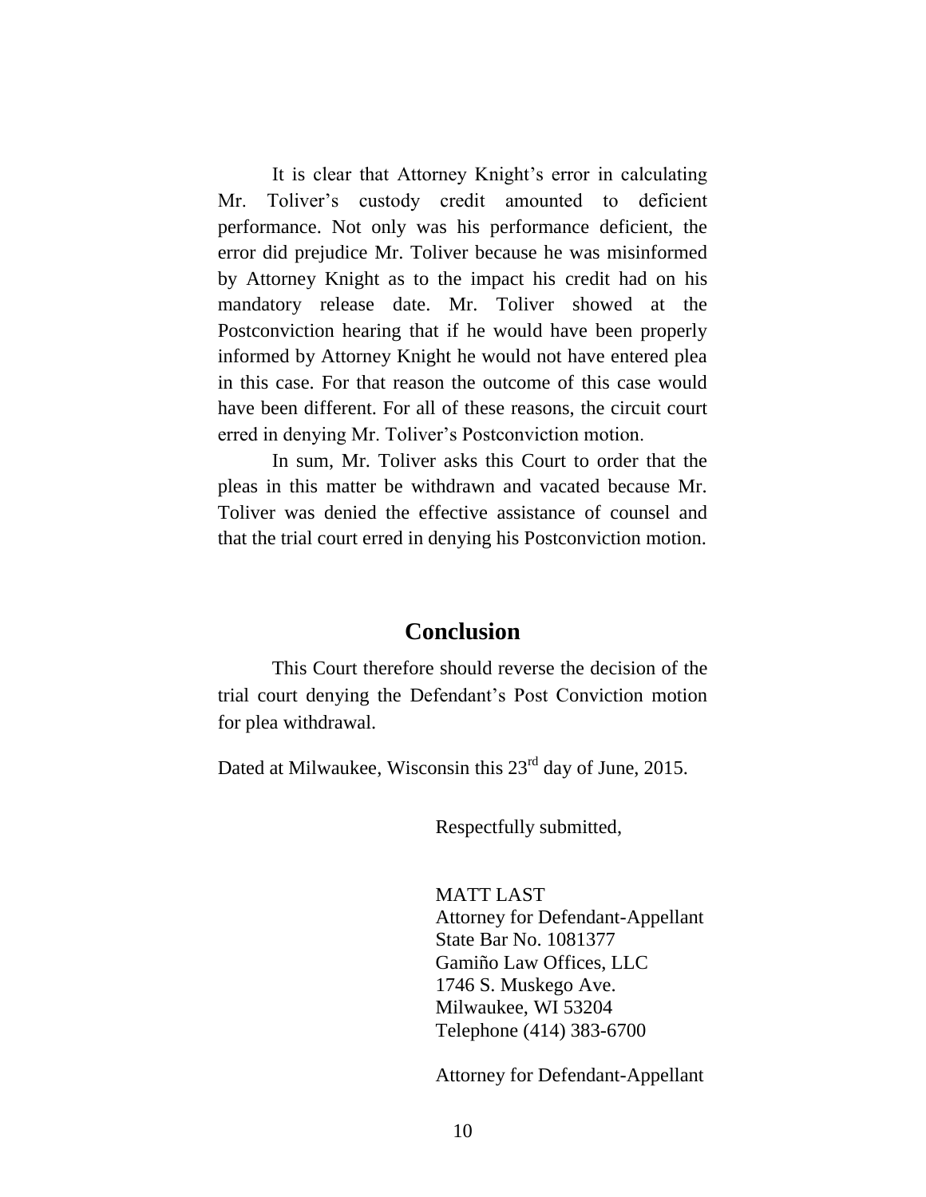It is clear that Attorney Knight's error in calculating Mr. Toliver's custody credit amounted to deficient performance. Not only was his performance deficient, the error did prejudice Mr. Toliver because he was misinformed by Attorney Knight as to the impact his credit had on his mandatory release date. Mr. Toliver showed at the Postconviction hearing that if he would have been properly informed by Attorney Knight he would not have entered plea in this case. For that reason the outcome of this case would have been different. For all of these reasons, the circuit court erred in denying Mr. Toliver's Postconviction motion.

In sum, Mr. Toliver asks this Court to order that the pleas in this matter be withdrawn and vacated because Mr. Toliver was denied the effective assistance of counsel and that the trial court erred in denying his Postconviction motion.

## Conclusion

This Court therefore should reverse the decision of the trial court denying the Defendant's Post Conviction motion for plea withdrawal.

Dated at Milwaukee, Wisconsin this 23rd day of June, 2015.

Respectfully submitted,

MATT LAST
Attorney for Defendant-Appellant
State Bar No. 1081377
Gamiño Law Offices, LLC
1746 S. Muskego Ave.
Milwaukee, WI 53204
Telephone (414) 383-6700

Attorney for Defendant-Appellant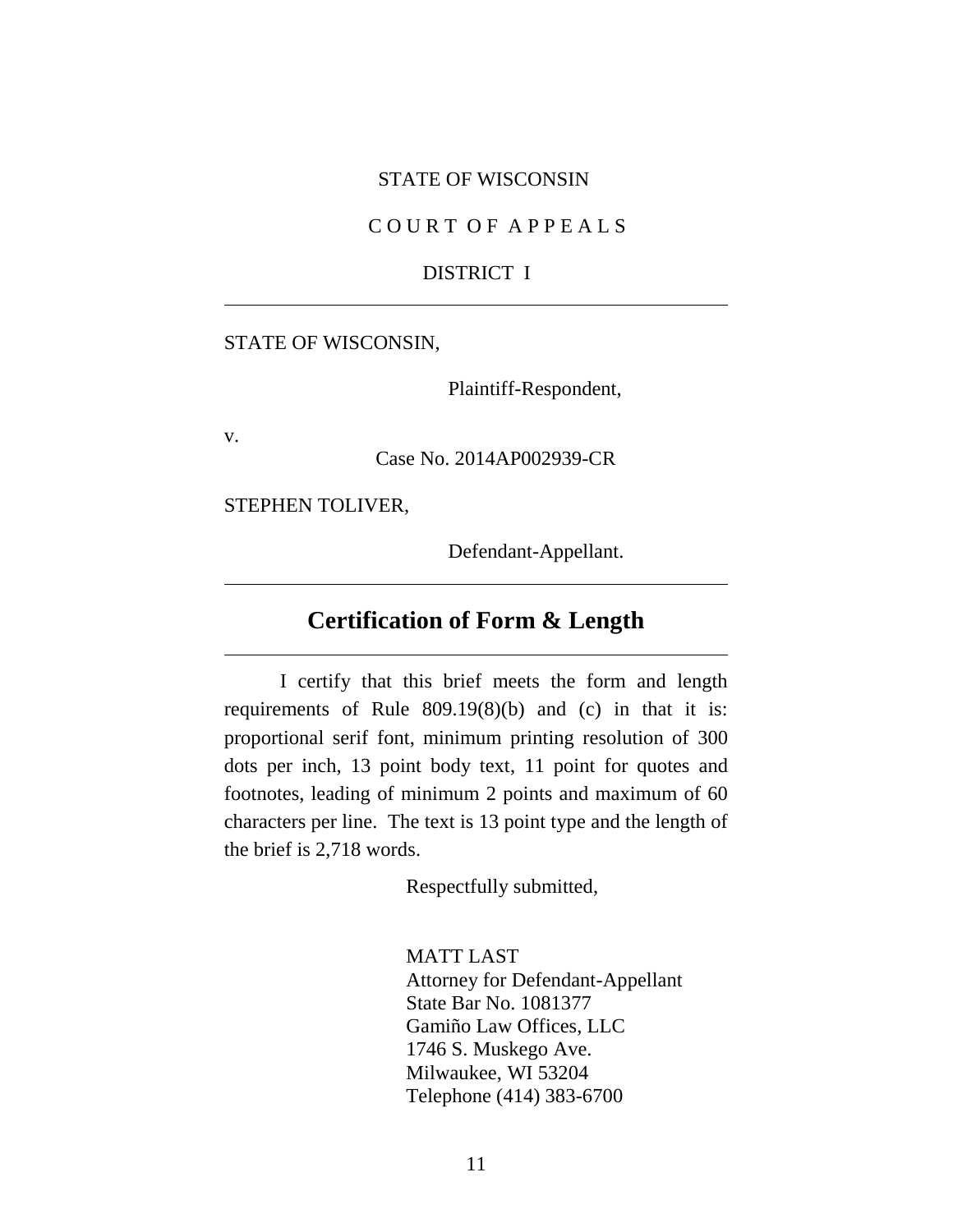STATE OF WISCONSIN

C O U R T O F A P P E A L S

DISTRICT I

---

STATE OF WISCONSIN,

Plaintiff-Respondent,

v.

Case No. 2014AP002939-CR

STEPHEN TOLIVER,

Defendant-Appellant.

---

## Certification of Form & Length

---

I certify that this brief meets the form and length requirements of Rule 809.19(8)(b) and (c) in that it is: proportional serif font, minimum printing resolution of 300 dots per inch, 13 point body text, 11 point for quotes and footnotes, leading of minimum 2 points and maximum of 60 characters per line. The text is 13 point type and the length of the brief is 2,718 words.

Respectfully submitted,

MATT LAST
Attorney for Defendant-Appellant
State Bar No. 1081377
Gamiño Law Offices, LLC
1746 S. Muskego Ave.
Milwaukee, WI 53204
Telephone (414) 383-6700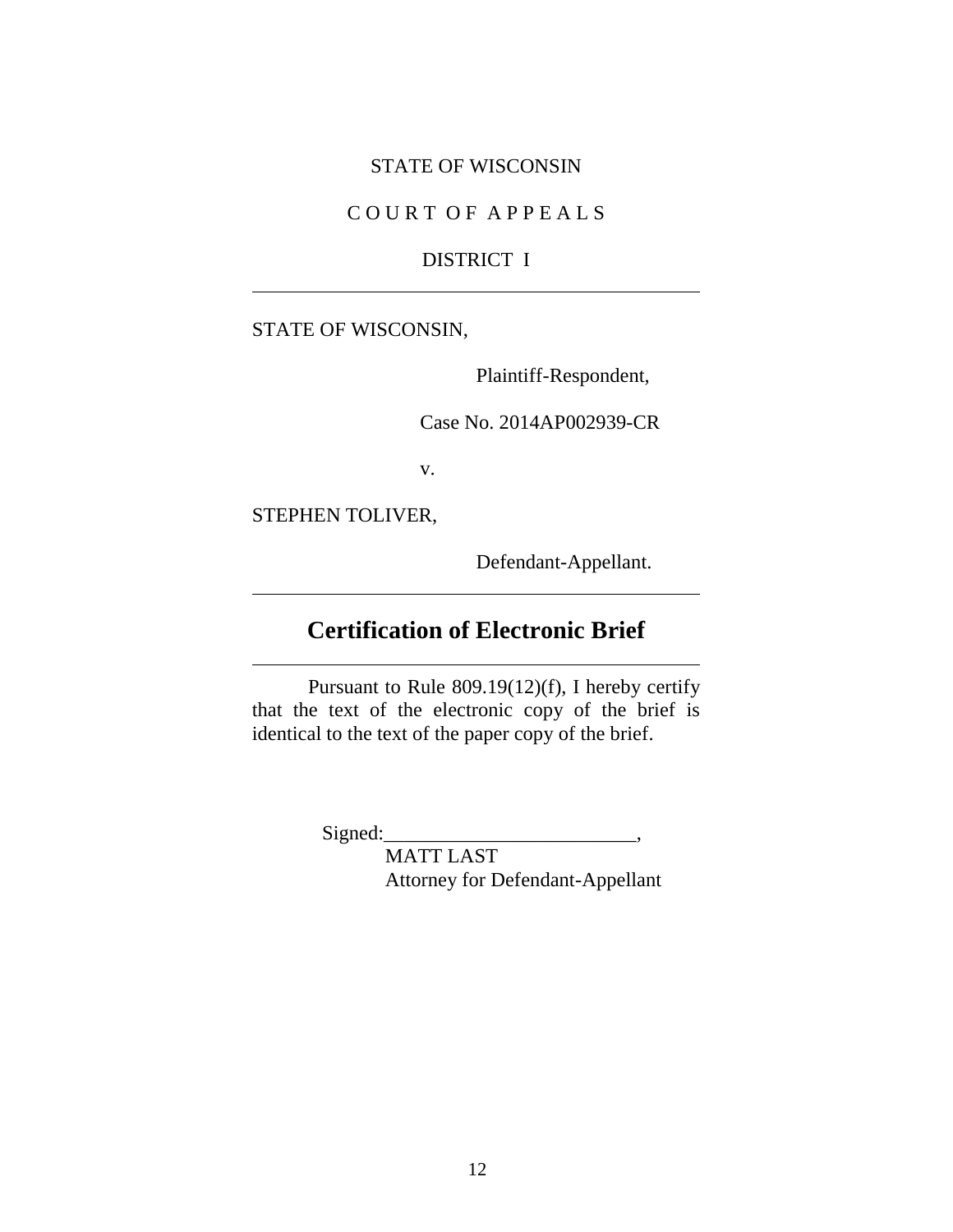STATE OF WISCONSIN

C O U R T O F A P P E A L S

DISTRICT I

---

STATE OF WISCONSIN,

Plaintiff-Respondent,

Case No. 2014AP002939-CR

v.

STEPHEN TOLIVER,

Defendant-Appellant.

---

## Certification of Electronic Brief

---

Pursuant to Rule 809.19(12)(f), I hereby certify that the text of the electronic copy of the brief is identical to the text of the paper copy of the brief.

Signed:_________________________,
MATT LAST
Attorney for Defendant-Appellant